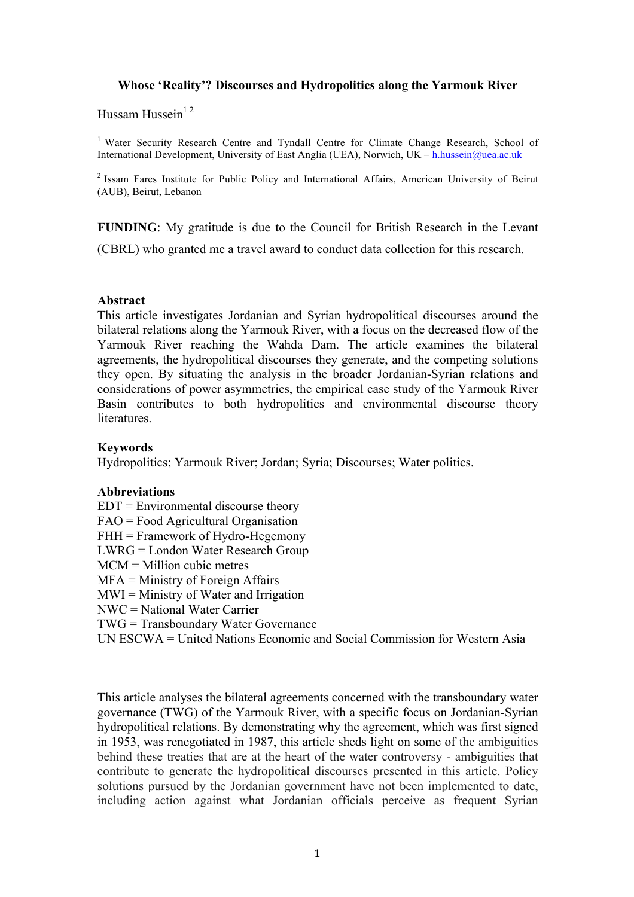# Whose 'Reality'? Discourses and Hydropolitics along the Yarmouk River

Hussam Hussein[1, 2]

[1] Water Security Research Centre and Tyndall Centre for Climate Change Research, School of International Development, University of East Anglia (UEA), Norwich, UK – h.hussein@uea.ac.uk

[2] Issam Fares Institute for Public Policy and International Affairs, American University of Beirut (AUB), Beirut, Lebanon

**FUNDING**: My gratitude is due to the Council for British Research in the Levant (CBRL) who granted me a travel award to conduct data collection for this research.

**Abstract**

This article investigates Jordanian and Syrian hydropolitical discourses around the bilateral relations along the Yarmouk River, with a focus on the decreased flow of the Yarmouk River reaching the Wahda Dam. The article examines the bilateral agreements, the hydropolitical discourses they generate, and the competing solutions they open. By situating the analysis in the broader Jordanian-Syrian relations and considerations of power asymmetries, the empirical case study of the Yarmouk River Basin contributes to both hydropolitics and environmental discourse theory literatures.

**Keywords**

Hydropolitics; Yarmouk River; Jordan; Syria; Discourses; Water politics.

**Abbreviations**

EDT = Environmental discourse theory
FAO = Food Agricultural Organisation
FHH = Framework of Hydro-Hegemony
LWRG = London Water Research Group
MCM = Million cubic metres
MFA = Ministry of Foreign Affairs
MWI = Ministry of Water and Irrigation
NWC = National Water Carrier
TWG = Transboundary Water Governance
UN ESCWA = United Nations Economic and Social Commission for Western Asia

This article analyses the bilateral agreements concerned with the transboundary water governance (TWG) of the Yarmouk River, with a specific focus on Jordanian-Syrian hydropolitical relations. By demonstrating why the agreement, which was first signed in 1953, was renegotiated in 1987, this article sheds light on some of the ambiguities behind these treaties that are at the heart of the water controversy - ambiguities that contribute to generate the hydropolitical discourses presented in this article. Policy solutions pursued by the Jordanian government have not been implemented to date, including action against what Jordanian officials perceive as frequent Syrian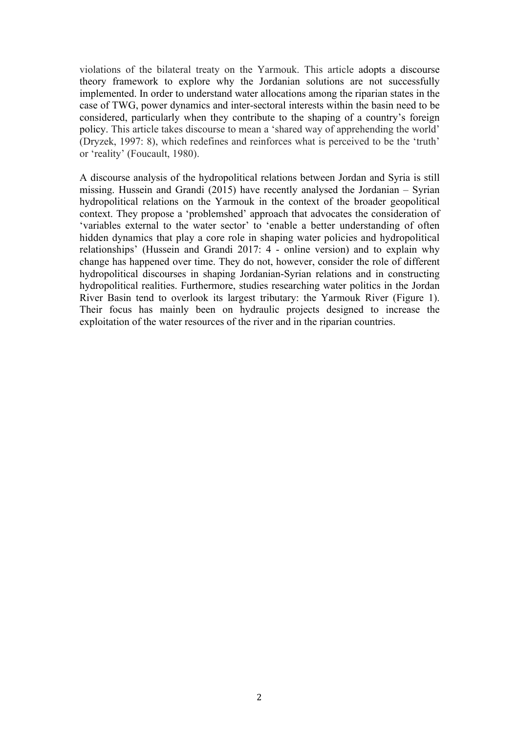violations of the bilateral treaty on the Yarmouk. This article adopts a discourse theory framework to explore why the Jordanian solutions are not successfully implemented. In order to understand water allocations among the riparian states in the case of TWG, power dynamics and inter-sectoral interests within the basin need to be considered, particularly when they contribute to the shaping of a country's foreign policy. This article takes discourse to mean a 'shared way of apprehending the world' (Dryzek, 1997: 8), which redefines and reinforces what is perceived to be the 'truth' or 'reality' (Foucault, 1980).

A discourse analysis of the hydropolitical relations between Jordan and Syria is still missing. Hussein and Grandi (2015) have recently analysed the Jordanian – Syrian hydropolitical relations on the Yarmouk in the context of the broader geopolitical context. They propose a 'problemshed' approach that advocates the consideration of 'variables external to the water sector' to 'enable a better understanding of often hidden dynamics that play a core role in shaping water policies and hydropolitical relationships' (Hussein and Grandi 2017: 4 - online version) and to explain why change has happened over time. They do not, however, consider the role of different hydropolitical discourses in shaping Jordanian-Syrian relations and in constructing hydropolitical realities. Furthermore, studies researching water politics in the Jordan River Basin tend to overlook its largest tributary: the Yarmouk River (Figure 1). Their focus has mainly been on hydraulic projects designed to increase the exploitation of the water resources of the river and in the riparian countries.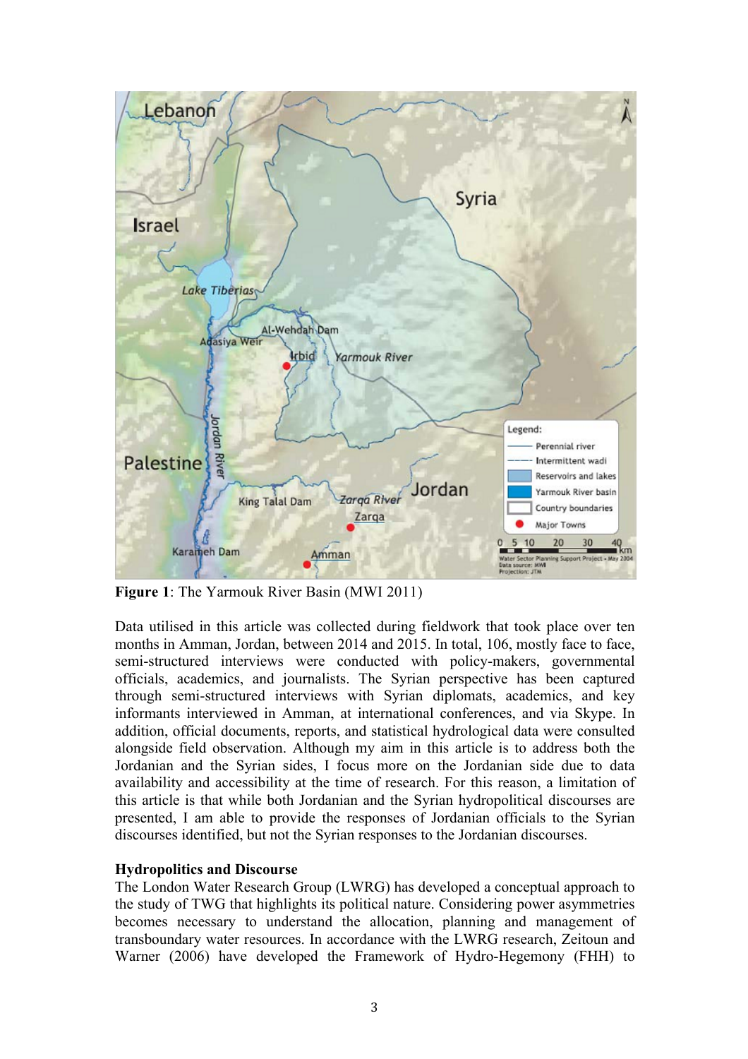**Figure 1**: The Yarmouk River Basin (MWI 2011)

Data utilised in this article was collected during fieldwork that took place over ten months in Amman, Jordan, between 2014 and 2015. In total, 106, mostly face to face, semi-structured interviews were conducted with policy-makers, governmental officials, academics, and journalists. The Syrian perspective has been captured through semi-structured interviews with Syrian diplomats, academics, and key informants interviewed in Amman, at international conferences, and via Skype. In addition, official documents, reports, and statistical hydrological data were consulted alongside field observation. Although my aim in this article is to address both the Jordanian and the Syrian sides, I focus more on the Jordanian side due to data availability and accessibility at the time of research. For this reason, a limitation of this article is that while both Jordanian and the Syrian hydropolitical discourses are presented, I am able to provide the responses of Jordanian officials to the Syrian discourses identified, but not the Syrian responses to the Jordanian discourses.

**Hydropolitics and Discourse**

The London Water Research Group (LWRG) has developed a conceptual approach to the study of TWG that highlights its political nature. Considering power asymmetries becomes necessary to understand the allocation, planning and management of transboundary water resources. In accordance with the LWRG research, Zeitoun and Warner (2006) have developed the Framework of Hydro-Hegemony (FHH) to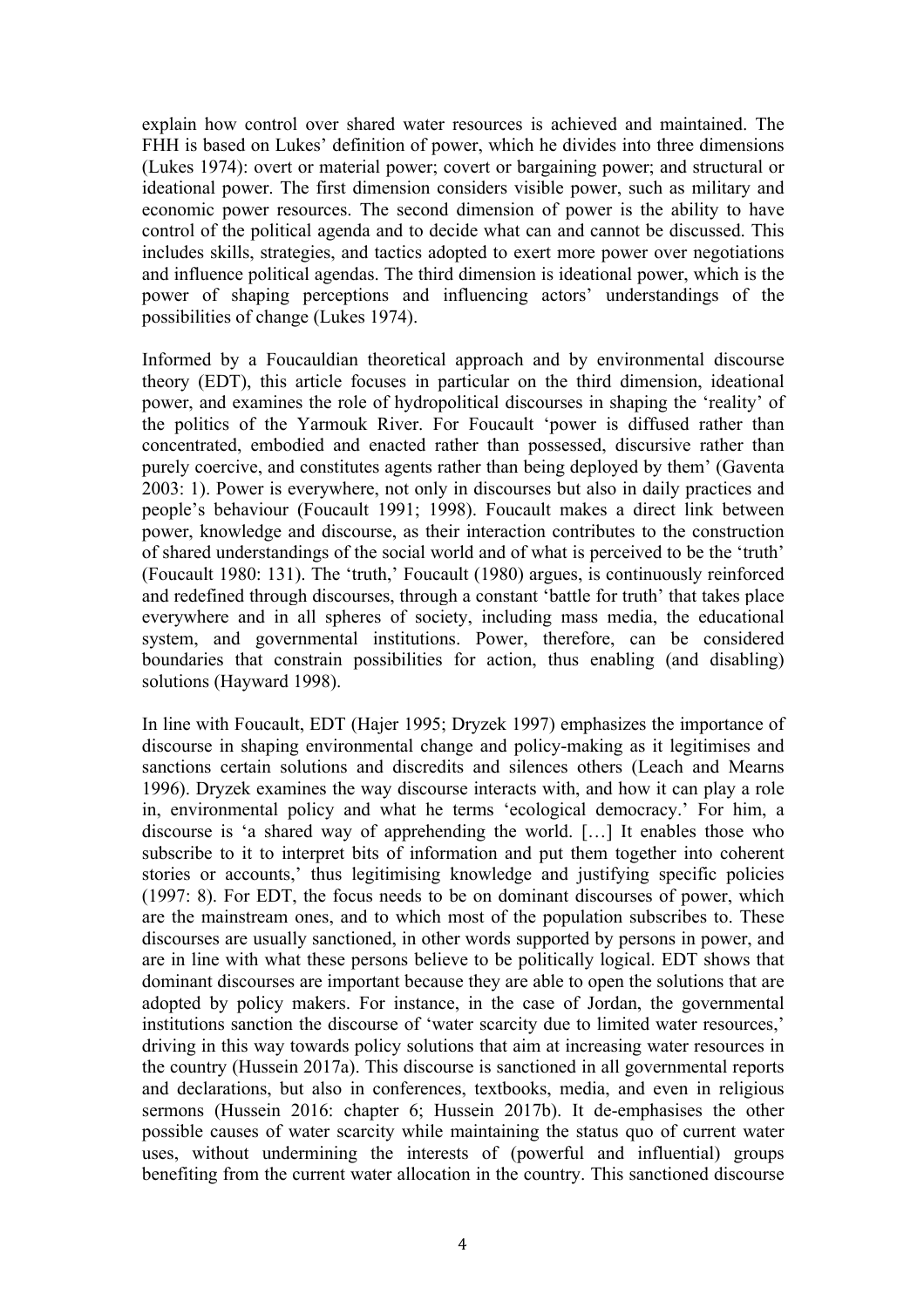explain how control over shared water resources is achieved and maintained. The FHH is based on Lukes' definition of power, which he divides into three dimensions (Lukes 1974): overt or material power; covert or bargaining power; and structural or ideational power. The first dimension considers visible power, such as military and economic power resources. The second dimension of power is the ability to have control of the political agenda and to decide what can and cannot be discussed. This includes skills, strategies, and tactics adopted to exert more power over negotiations and influence political agendas. The third dimension is ideational power, which is the power of shaping perceptions and influencing actors' understandings of the possibilities of change (Lukes 1974).

Informed by a Foucauldian theoretical approach and by environmental discourse theory (EDT), this article focuses in particular on the third dimension, ideational power, and examines the role of hydropolitical discourses in shaping the 'reality' of the politics of the Yarmouk River. For Foucault 'power is diffused rather than concentrated, embodied and enacted rather than possessed, discursive rather than purely coercive, and constitutes agents rather than being deployed by them' (Gaventa 2003: 1). Power is everywhere, not only in discourses but also in daily practices and people's behaviour (Foucault 1991; 1998). Foucault makes a direct link between power, knowledge and discourse, as their interaction contributes to the construction of shared understandings of the social world and of what is perceived to be the 'truth' (Foucault 1980: 131). The 'truth,' Foucault (1980) argues, is continuously reinforced and redefined through discourses, through a constant 'battle for truth' that takes place everywhere and in all spheres of society, including mass media, the educational system, and governmental institutions. Power, therefore, can be considered boundaries that constrain possibilities for action, thus enabling (and disabling) solutions (Hayward 1998).

In line with Foucault, EDT (Hajer 1995; Dryzek 1997) emphasizes the importance of discourse in shaping environmental change and policy-making as it legitimises and sanctions certain solutions and discredits and silences others (Leach and Mearns 1996). Dryzek examines the way discourse interacts with, and how it can play a role in, environmental policy and what he terms 'ecological democracy.' For him, a discourse is 'a shared way of apprehending the world. […] It enables those who subscribe to it to interpret bits of information and put them together into coherent stories or accounts,' thus legitimising knowledge and justifying specific policies (1997: 8). For EDT, the focus needs to be on dominant discourses of power, which are the mainstream ones, and to which most of the population subscribes to. These discourses are usually sanctioned, in other words supported by persons in power, and are in line with what these persons believe to be politically logical. EDT shows that dominant discourses are important because they are able to open the solutions that are adopted by policy makers. For instance, in the case of Jordan, the governmental institutions sanction the discourse of 'water scarcity due to limited water resources,' driving in this way towards policy solutions that aim at increasing water resources in the country (Hussein 2017a). This discourse is sanctioned in all governmental reports and declarations, but also in conferences, textbooks, media, and even in religious sermons (Hussein 2016: chapter 6; Hussein 2017b). It de-emphasises the other possible causes of water scarcity while maintaining the status quo of current water uses, without undermining the interests of (powerful and influential) groups benefiting from the current water allocation in the country. This sanctioned discourse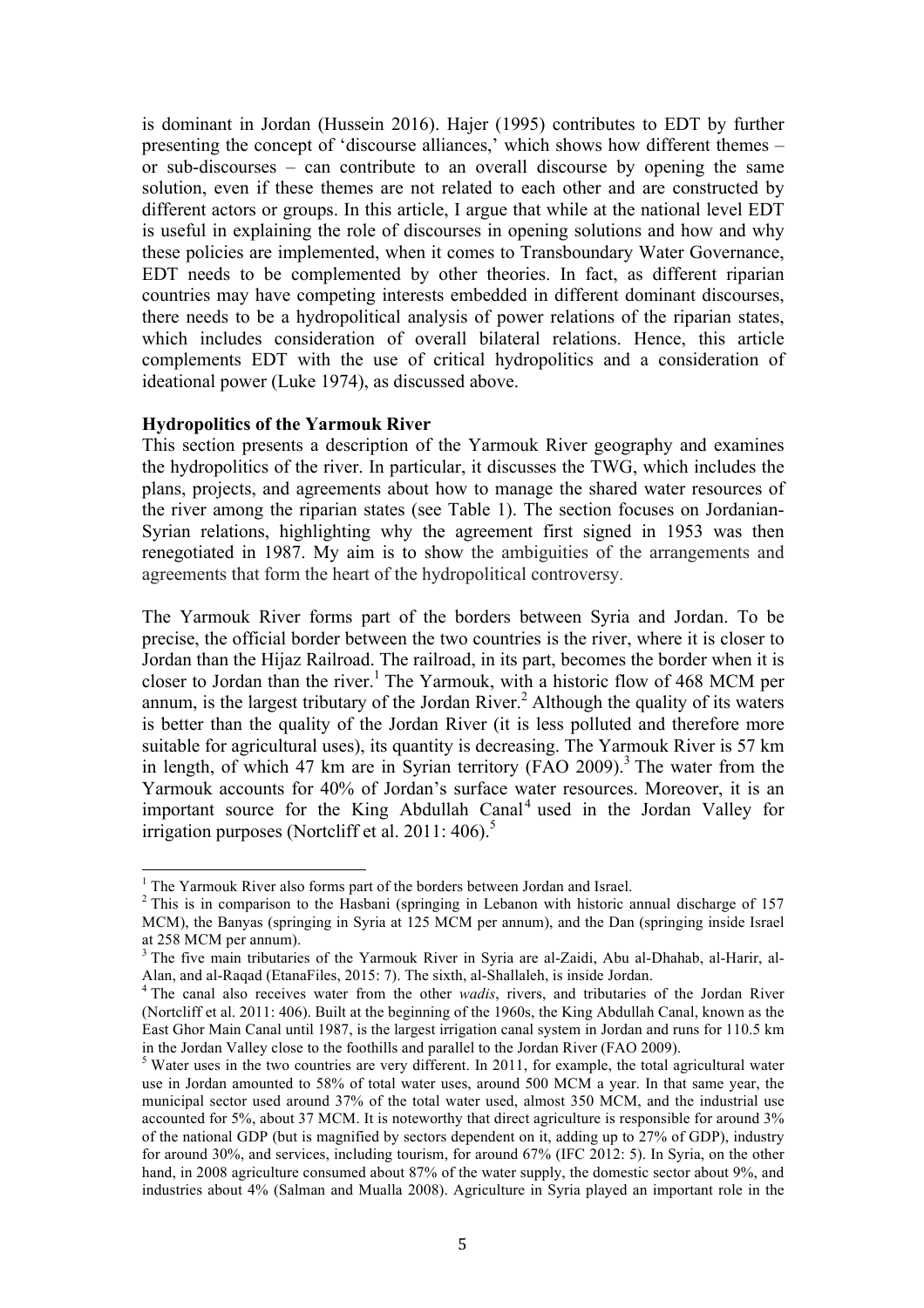is dominant in Jordan (Hussein 2016). Hajer (1995) contributes to EDT by further presenting the concept of 'discourse alliances,' which shows how different themes – or sub-discourses – can contribute to an overall discourse by opening the same solution, even if these themes are not related to each other and are constructed by different actors or groups. In this article, I argue that while at the national level EDT is useful in explaining the role of discourses in opening solutions and how and why these policies are implemented, when it comes to Transboundary Water Governance, EDT needs to be complemented by other theories. In fact, as different riparian countries may have competing interests embedded in different dominant discourses, there needs to be a hydropolitical analysis of power relations of the riparian states, which includes consideration of overall bilateral relations. Hence, this article complements EDT with the use of critical hydropolitics and a consideration of ideational power (Luke 1974), as discussed above.

**Hydropolitics of the Yarmouk River**

This section presents a description of the Yarmouk River geography and examines the hydropolitics of the river. In particular, it discusses the TWG, which includes the plans, projects, and agreements about how to manage the shared water resources of the river among the riparian states (see Table 1). The section focuses on Jordanian-Syrian relations, highlighting why the agreement first signed in 1953 was then renegotiated in 1987. My aim is to show the ambiguities of the arrangements and agreements that form the heart of the hydropolitical controversy.

The Yarmouk River forms part of the borders between Syria and Jordan. To be precise, the official border between the two countries is the river, where it is closer to Jordan than the Hijaz Railroad. The railroad, in its part, becomes the border when it is closer to Jordan than the river.[1] The Yarmouk, with a historic flow of 468 MCM per annum, is the largest tributary of the Jordan River.[2] Although the quality of its waters is better than the quality of the Jordan River (it is less polluted and therefore more suitable for agricultural uses), its quantity is decreasing. The Yarmouk River is 57 km in length, of which 47 km are in Syrian territory (FAO 2009).[3] The water from the Yarmouk accounts for 40% of Jordan's surface water resources. Moreover, it is an important source for the King Abdullah Canal[4] used in the Jordan Valley for irrigation purposes (Nortcliff et al. 2011: 406).[5]

---

[1] The Yarmouk River also forms part of the borders between Jordan and Israel.

[2] This is in comparison to the Hasbani (springing in Lebanon with historic annual discharge of 157 MCM), the Banyas (springing in Syria at 125 MCM per annum), and the Dan (springing inside Israel at 258 MCM per annum).

[3] The five main tributaries of the Yarmouk River in Syria are al-Zaidi, Abu al-Dhahab, al-Harir, al-Alan, and al-Raqad (EtanaFiles, 2015: 7). The sixth, al-Shallaleh, is inside Jordan.

[4] The canal also receives water from the other *wadis*, rivers, and tributaries of the Jordan River (Nortcliff et al. 2011: 406). Built at the beginning of the 1960s, the King Abdullah Canal, known as the East Ghor Main Canal until 1987, is the largest irrigation canal system in Jordan and runs for 110.5 km in the Jordan Valley close to the foothills and parallel to the Jordan River (FAO 2009).

[5] Water uses in the two countries are very different. In 2011, for example, the total agricultural water use in Jordan amounted to 58% of total water uses, around 500 MCM a year. In that same year, the municipal sector used around 37% of the total water used, almost 350 MCM, and the industrial use accounted for 5%, about 37 MCM. It is noteworthy that direct agriculture is responsible for around 3% of the national GDP (but is magnified by sectors dependent on it, adding up to 27% of GDP), industry for around 30%, and services, including tourism, for around 67% (IFC 2012: 5). In Syria, on the other hand, in 2008 agriculture consumed about 87% of the water supply, the domestic sector about 9%, and industries about 4% (Salman and Mualla 2008). Agriculture in Syria played an important role in the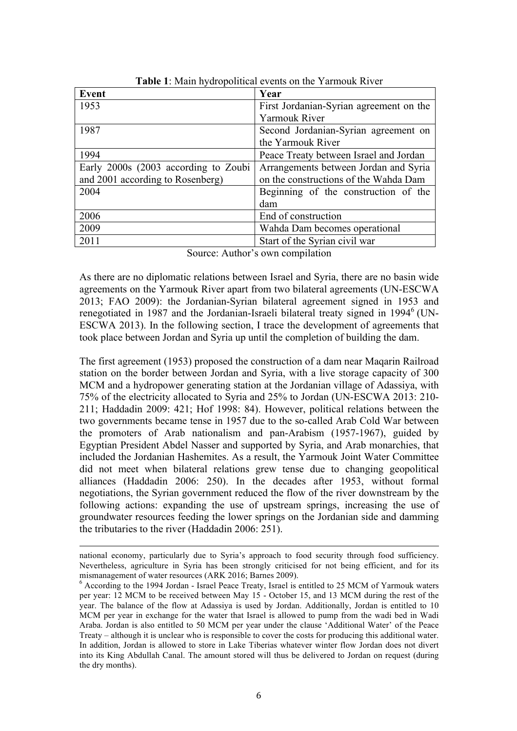**Table 1**: Main hydropolitical events on the Yarmouk River

| Event | Year |
|---|---|
| 1953 | First Jordanian-Syrian agreement on the Yarmouk River |
| 1987 | Second Jordanian-Syrian agreement on the Yarmouk River |
| 1994 | Peace Treaty between Israel and Jordan |
| Early 2000s (2003 according to Zoubi and 2001 according to Rosenberg) | Arrangements between Jordan and Syria on the constructions of the Wahda Dam |
| 2004 | Beginning of the construction of the dam |
| 2006 | End of construction |
| 2009 | Wahda Dam becomes operational |
| 2011 | Start of the Syrian civil war |

Source: Author's own compilation

As there are no diplomatic relations between Israel and Syria, there are no basin wide agreements on the Yarmouk River apart from two bilateral agreements (UN-ESCWA 2013; FAO 2009): the Jordanian-Syrian bilateral agreement signed in 1953 and renegotiated in 1987 and the Jordanian-Israeli bilateral treaty signed in 1994[6] (UN-ESCWA 2013). In the following section, I trace the development of agreements that took place between Jordan and Syria up until the completion of building the dam.

The first agreement (1953) proposed the construction of a dam near Maqarin Railroad station on the border between Jordan and Syria, with a live storage capacity of 300 MCM and a hydropower generating station at the Jordanian village of Adassiya, with 75% of the electricity allocated to Syria and 25% to Jordan (UN-ESCWA 2013: 210-211; Haddadin 2009: 421; Hof 1998: 84). However, political relations between the two governments became tense in 1957 due to the so-called Arab Cold War between the promoters of Arab nationalism and pan-Arabism (1957-1967), guided by Egyptian President Abdel Nasser and supported by Syria, and Arab monarchies, that included the Jordanian Hashemites. As a result, the Yarmouk Joint Water Committee did not meet when bilateral relations grew tense due to changing geopolitical alliances (Haddadin 2006: 250). In the decades after 1953, without formal negotiations, the Syrian government reduced the flow of the river downstream by the following actions: expanding the use of upstream springs, increasing the use of groundwater resources feeding the lower springs on the Jordanian side and damming the tributaries to the river (Haddadin 2006: 251).

---

national economy, particularly due to Syria's approach to food security through food sufficiency. Nevertheless, agriculture in Syria has been strongly criticised for not being efficient, and for its mismanagement of water resources (ARK 2016; Barnes 2009).

[6] According to the 1994 Jordan - Israel Peace Treaty, Israel is entitled to 25 MCM of Yarmouk waters per year: 12 MCM to be received between May 15 - October 15, and 13 MCM during the rest of the year. The balance of the flow at Adassiya is used by Jordan. Additionally, Jordan is entitled to 10 MCM per year in exchange for the water that Israel is allowed to pump from the wadi bed in Wadi Araba. Jordan is also entitled to 50 MCM per year under the clause 'Additional Water' of the Peace Treaty – although it is unclear who is responsible to cover the costs for producing this additional water. In addition, Jordan is allowed to store in Lake Tiberias whatever winter flow Jordan does not divert into its King Abdullah Canal. The amount stored will thus be delivered to Jordan on request (during the dry months).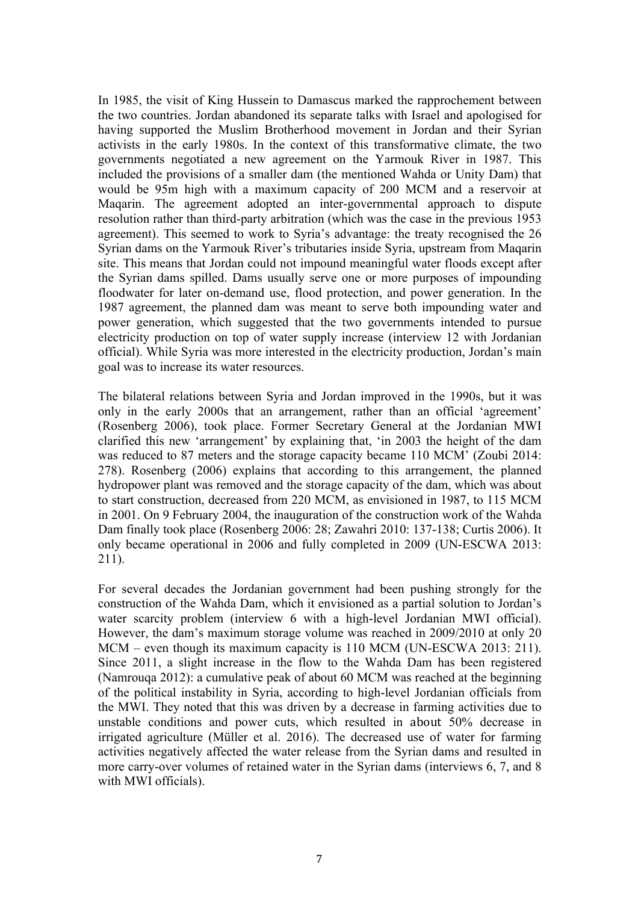In 1985, the visit of King Hussein to Damascus marked the rapprochement between the two countries. Jordan abandoned its separate talks with Israel and apologised for having supported the Muslim Brotherhood movement in Jordan and their Syrian activists in the early 1980s. In the context of this transformative climate, the two governments negotiated a new agreement on the Yarmouk River in 1987. This included the provisions of a smaller dam (the mentioned Wahda or Unity Dam) that would be 95m high with a maximum capacity of 200 MCM and a reservoir at Maqarin. The agreement adopted an inter-governmental approach to dispute resolution rather than third-party arbitration (which was the case in the previous 1953 agreement). This seemed to work to Syria's advantage: the treaty recognised the 26 Syrian dams on the Yarmouk River's tributaries inside Syria, upstream from Maqarin site. This means that Jordan could not impound meaningful water floods except after the Syrian dams spilled. Dams usually serve one or more purposes of impounding floodwater for later on-demand use, flood protection, and power generation. In the 1987 agreement, the planned dam was meant to serve both impounding water and power generation, which suggested that the two governments intended to pursue electricity production on top of water supply increase (interview 12 with Jordanian official). While Syria was more interested in the electricity production, Jordan's main goal was to increase its water resources.

The bilateral relations between Syria and Jordan improved in the 1990s, but it was only in the early 2000s that an arrangement, rather than an official 'agreement' (Rosenberg 2006), took place. Former Secretary General at the Jordanian MWI clarified this new 'arrangement' by explaining that, 'in 2003 the height of the dam was reduced to 87 meters and the storage capacity became 110 MCM' (Zoubi 2014: 278). Rosenberg (2006) explains that according to this arrangement, the planned hydropower plant was removed and the storage capacity of the dam, which was about to start construction, decreased from 220 MCM, as envisioned in 1987, to 115 MCM in 2001. On 9 February 2004, the inauguration of the construction work of the Wahda Dam finally took place (Rosenberg 2006: 28; Zawahri 2010: 137-138; Curtis 2006). It only became operational in 2006 and fully completed in 2009 (UN-ESCWA 2013: 211).

For several decades the Jordanian government had been pushing strongly for the construction of the Wahda Dam, which it envisioned as a partial solution to Jordan's water scarcity problem (interview 6 with a high-level Jordanian MWI official). However, the dam's maximum storage volume was reached in 2009/2010 at only 20 MCM – even though its maximum capacity is 110 MCM (UN-ESCWA 2013: 211). Since 2011, a slight increase in the flow to the Wahda Dam has been registered (Namrouqa 2012): a cumulative peak of about 60 MCM was reached at the beginning of the political instability in Syria, according to high-level Jordanian officials from the MWI. They noted that this was driven by a decrease in farming activities due to unstable conditions and power cuts, which resulted in about 50% decrease in irrigated agriculture (Müller et al. 2016). The decreased use of water for farming activities negatively affected the water release from the Syrian dams and resulted in more carry-over volumes of retained water in the Syrian dams (interviews 6, 7, and 8 with MWI officials).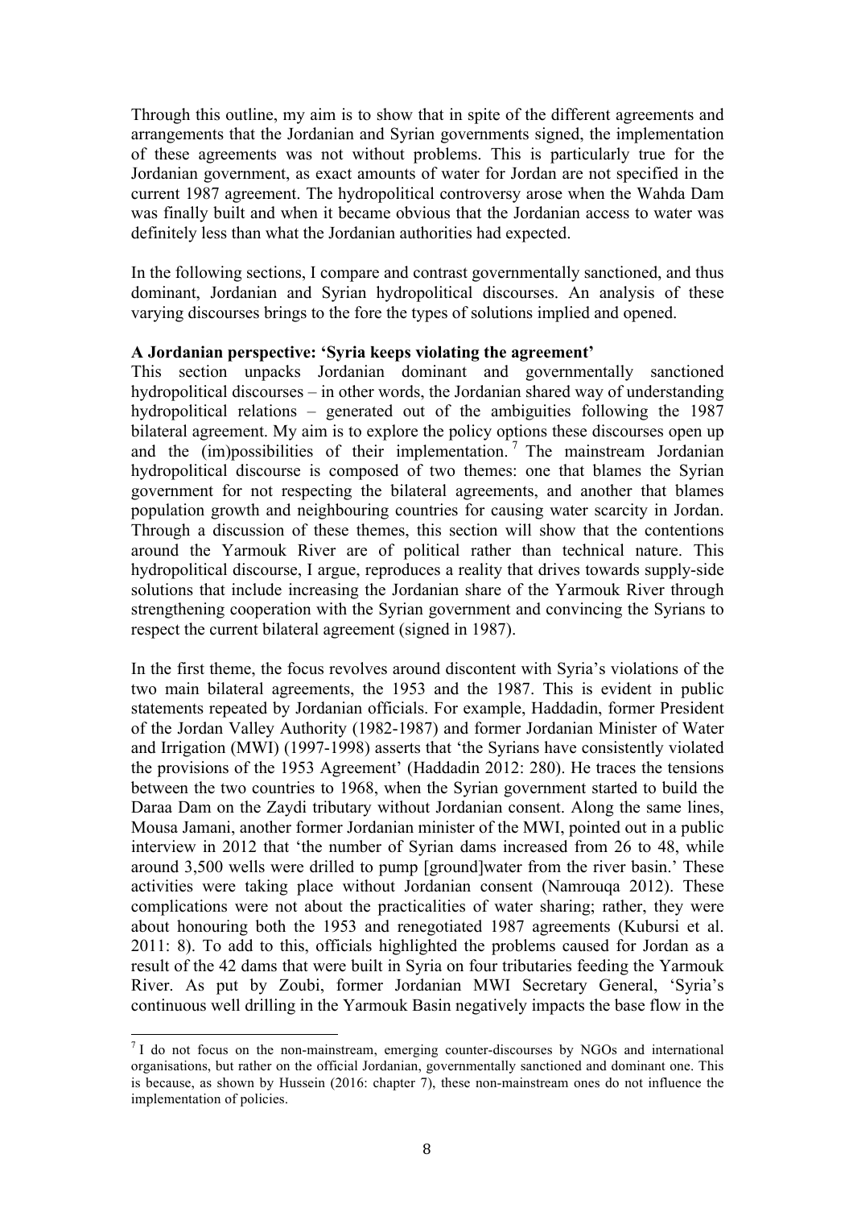Through this outline, my aim is to show that in spite of the different agreements and arrangements that the Jordanian and Syrian governments signed, the implementation of these agreements was not without problems. This is particularly true for the Jordanian government, as exact amounts of water for Jordan are not specified in the current 1987 agreement. The hydropolitical controversy arose when the Wahda Dam was finally built and when it became obvious that the Jordanian access to water was definitely less than what the Jordanian authorities had expected.

In the following sections, I compare and contrast governmentally sanctioned, and thus dominant, Jordanian and Syrian hydropolitical discourses. An analysis of these varying discourses brings to the fore the types of solutions implied and opened.

**A Jordanian perspective: 'Syria keeps violating the agreement'**

This section unpacks Jordanian dominant and governmentally sanctioned hydropolitical discourses – in other words, the Jordanian shared way of understanding hydropolitical relations – generated out of the ambiguities following the 1987 bilateral agreement. My aim is to explore the policy options these discourses open up and the (im)possibilities of their implementation.[7] The mainstream Jordanian hydropolitical discourse is composed of two themes: one that blames the Syrian government for not respecting the bilateral agreements, and another that blames population growth and neighbouring countries for causing water scarcity in Jordan. Through a discussion of these themes, this section will show that the contentions around the Yarmouk River are of political rather than technical nature. This hydropolitical discourse, I argue, reproduces a reality that drives towards supply-side solutions that include increasing the Jordanian share of the Yarmouk River through strengthening cooperation with the Syrian government and convincing the Syrians to respect the current bilateral agreement (signed in 1987).

In the first theme, the focus revolves around discontent with Syria's violations of the two main bilateral agreements, the 1953 and the 1987. This is evident in public statements repeated by Jordanian officials. For example, Haddadin, former President of the Jordan Valley Authority (1982-1987) and former Jordanian Minister of Water and Irrigation (MWI) (1997-1998) asserts that 'the Syrians have consistently violated the provisions of the 1953 Agreement' (Haddadin 2012: 280). He traces the tensions between the two countries to 1968, when the Syrian government started to build the Daraa Dam on the Zaydi tributary without Jordanian consent. Along the same lines, Mousa Jamani, another former Jordanian minister of the MWI, pointed out in a public interview in 2012 that 'the number of Syrian dams increased from 26 to 48, while around 3,500 wells were drilled to pump [ground]water from the river basin.' These activities were taking place without Jordanian consent (Namrouqa 2012). These complications were not about the practicalities of water sharing; rather, they were about honouring both the 1953 and renegotiated 1987 agreements (Kubursi et al. 2011: 8). To add to this, officials highlighted the problems caused for Jordan as a result of the 42 dams that were built in Syria on four tributaries feeding the Yarmouk River. As put by Zoubi, former Jordanian MWI Secretary General, 'Syria's continuous well drilling in the Yarmouk Basin negatively impacts the base flow in the

[7] I do not focus on the non-mainstream, emerging counter-discourses by NGOs and international organisations, but rather on the official Jordanian, governmentally sanctioned and dominant one. This is because, as shown by Hussein (2016: chapter 7), these non-mainstream ones do not influence the implementation of policies.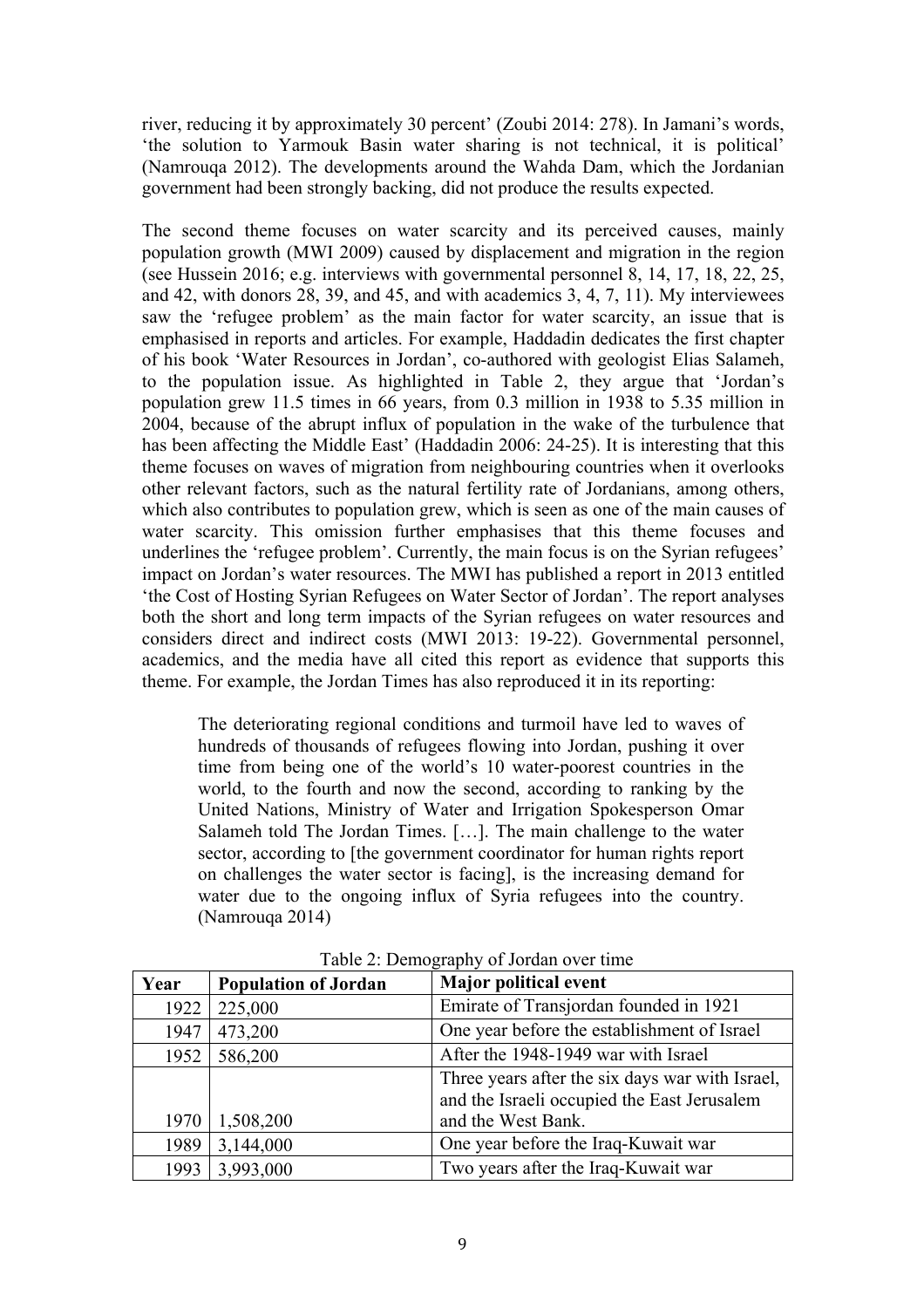river, reducing it by approximately 30 percent' (Zoubi 2014: 278). In Jamani's words, 'the solution to Yarmouk Basin water sharing is not technical, it is political' (Namrouqa 2012). The developments around the Wahda Dam, which the Jordanian government had been strongly backing, did not produce the results expected.

The second theme focuses on water scarcity and its perceived causes, mainly population growth (MWI 2009) caused by displacement and migration in the region (see Hussein 2016; e.g. interviews with governmental personnel 8, 14, 17, 18, 22, 25, and 42, with donors 28, 39, and 45, and with academics 3, 4, 7, 11). My interviewees saw the 'refugee problem' as the main factor for water scarcity, an issue that is emphasised in reports and articles. For example, Haddadin dedicates the first chapter of his book 'Water Resources in Jordan', co-authored with geologist Elias Salameh, to the population issue. As highlighted in Table 2, they argue that 'Jordan's population grew 11.5 times in 66 years, from 0.3 million in 1938 to 5.35 million in 2004, because of the abrupt influx of population in the wake of the turbulence that has been affecting the Middle East' (Haddadin 2006: 24-25). It is interesting that this theme focuses on waves of migration from neighbouring countries when it overlooks other relevant factors, such as the natural fertility rate of Jordanians, among others, which also contributes to population grew, which is seen as one of the main causes of water scarcity. This omission further emphasises that this theme focuses and underlines the 'refugee problem'. Currently, the main focus is on the Syrian refugees' impact on Jordan's water resources. The MWI has published a report in 2013 entitled 'the Cost of Hosting Syrian Refugees on Water Sector of Jordan'. The report analyses both the short and long term impacts of the Syrian refugees on water resources and considers direct and indirect costs (MWI 2013: 19-22). Governmental personnel, academics, and the media have all cited this report as evidence that supports this theme. For example, the Jordan Times has also reproduced it in its reporting:

> The deteriorating regional conditions and turmoil have led to waves of hundreds of thousands of refugees flowing into Jordan, pushing it over time from being one of the world's 10 water-poorest countries in the world, to the fourth and now the second, according to ranking by the United Nations, Ministry of Water and Irrigation Spokesperson Omar Salameh told The Jordan Times. […]. The main challenge to the water sector, according to [the government coordinator for human rights report on challenges the water sector is facing], is the increasing demand for water due to the ongoing influx of Syria refugees into the country. (Namrouqa 2014)

Table 2: Demography of Jordan over time

| Year | Population of Jordan | Major political event |
|---|---|---|
| 1922 | 225,000 | Emirate of Transjordan founded in 1921 |
| 1947 | 473,200 | One year before the establishment of Israel |
| 1952 | 586,200 | After the 1948-1949 war with Israel |
| 1970 | 1,508,200 | Three years after the six days war with Israel, and the Israeli occupied the East Jerusalem and the West Bank. |
| 1989 | 3,144,000 | One year before the Iraq-Kuwait war |
| 1993 | 3,993,000 | Two years after the Iraq-Kuwait war |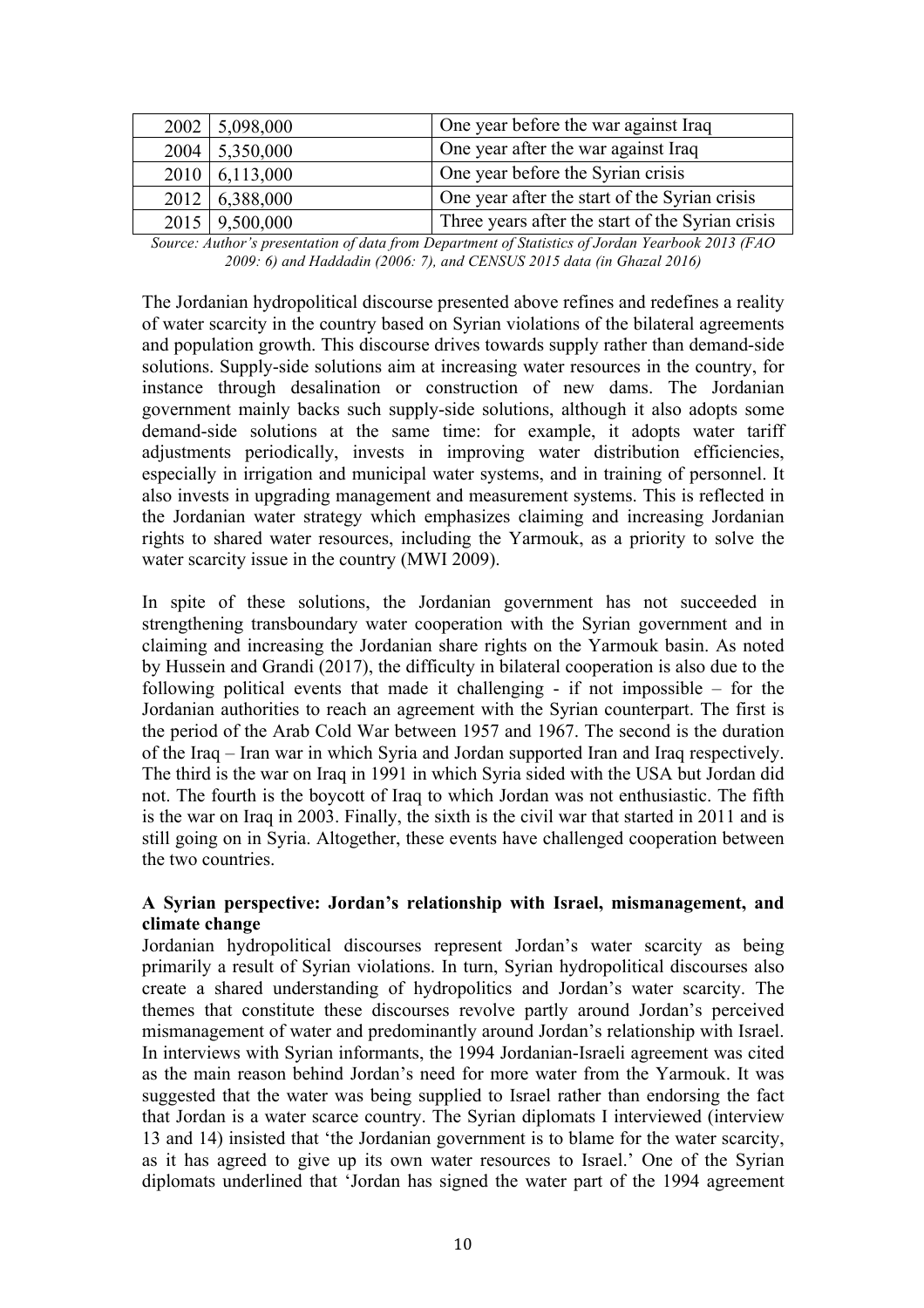| | | |
|---|---|---|
| 2002 | 5,098,000 | One year before the war against Iraq |
| 2004 | 5,350,000 | One year after the war against Iraq |
| 2010 | 6,113,000 | One year before the Syrian crisis |
| 2012 | 6,388,000 | One year after the start of the Syrian crisis |
| 2015 | 9,500,000 | Three years after the start of the Syrian crisis |

*Source: Author's presentation of data from Department of Statistics of Jordan Yearbook 2013 (FAO 2009: 6) and Haddadin (2006: 7), and CENSUS 2015 data (in Ghazal 2016)*

The Jordanian hydropolitical discourse presented above refines and redefines a reality of water scarcity in the country based on Syrian violations of the bilateral agreements and population growth. This discourse drives towards supply rather than demand-side solutions. Supply-side solutions aim at increasing water resources in the country, for instance through desalination or construction of new dams. The Jordanian government mainly backs such supply-side solutions, although it also adopts some demand-side solutions at the same time: for example, it adopts water tariff adjustments periodically, invests in improving water distribution efficiencies, especially in irrigation and municipal water systems, and in training of personnel. It also invests in upgrading management and measurement systems. This is reflected in the Jordanian water strategy which emphasizes claiming and increasing Jordanian rights to shared water resources, including the Yarmouk, as a priority to solve the water scarcity issue in the country (MWI 2009).

In spite of these solutions, the Jordanian government has not succeeded in strengthening transboundary water cooperation with the Syrian government and in claiming and increasing the Jordanian share rights on the Yarmouk basin. As noted by Hussein and Grandi (2017), the difficulty in bilateral cooperation is also due to the following political events that made it challenging - if not impossible – for the Jordanian authorities to reach an agreement with the Syrian counterpart. The first is the period of the Arab Cold War between 1957 and 1967. The second is the duration of the Iraq – Iran war in which Syria and Jordan supported Iran and Iraq respectively. The third is the war on Iraq in 1991 in which Syria sided with the USA but Jordan did not. The fourth is the boycott of Iraq to which Jordan was not enthusiastic. The fifth is the war on Iraq in 2003. Finally, the sixth is the civil war that started in 2011 and is still going on in Syria. Altogether, these events have challenged cooperation between the two countries.

**A Syrian perspective: Jordan's relationship with Israel, mismanagement, and climate change**

Jordanian hydropolitical discourses represent Jordan's water scarcity as being primarily a result of Syrian violations. In turn, Syrian hydropolitical discourses also create a shared understanding of hydropolitics and Jordan's water scarcity. The themes that constitute these discourses revolve partly around Jordan's perceived mismanagement of water and predominantly around Jordan's relationship with Israel. In interviews with Syrian informants, the 1994 Jordanian-Israeli agreement was cited as the main reason behind Jordan's need for more water from the Yarmouk. It was suggested that the water was being supplied to Israel rather than endorsing the fact that Jordan is a water scarce country. The Syrian diplomats I interviewed (interview 13 and 14) insisted that 'the Jordanian government is to blame for the water scarcity, as it has agreed to give up its own water resources to Israel.' One of the Syrian diplomats underlined that 'Jordan has signed the water part of the 1994 agreement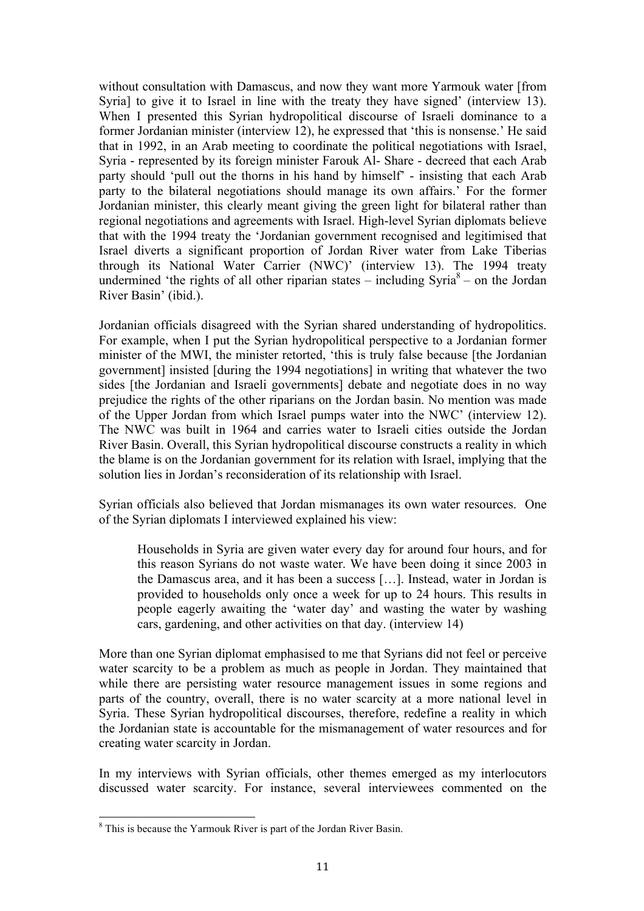without consultation with Damascus, and now they want more Yarmouk water [from Syria] to give it to Israel in line with the treaty they have signed' (interview 13). When I presented this Syrian hydropolitical discourse of Israeli dominance to a former Jordanian minister (interview 12), he expressed that 'this is nonsense.' He said that in 1992, in an Arab meeting to coordinate the political negotiations with Israel, Syria - represented by its foreign minister Farouk Al- Share - decreed that each Arab party should 'pull out the thorns in his hand by himself' - insisting that each Arab party to the bilateral negotiations should manage its own affairs.' For the former Jordanian minister, this clearly meant giving the green light for bilateral rather than regional negotiations and agreements with Israel. High-level Syrian diplomats believe that with the 1994 treaty the 'Jordanian government recognised and legitimised that Israel diverts a significant proportion of Jordan River water from Lake Tiberias through its National Water Carrier (NWC)' (interview 13). The 1994 treaty undermined 'the rights of all other riparian states – including Syria[8] – on the Jordan River Basin' (ibid.).

Jordanian officials disagreed with the Syrian shared understanding of hydropolitics. For example, when I put the Syrian hydropolitical perspective to a Jordanian former minister of the MWI, the minister retorted, 'this is truly false because [the Jordanian government] insisted [during the 1994 negotiations] in writing that whatever the two sides [the Jordanian and Israeli governments] debate and negotiate does in no way prejudice the rights of the other riparians on the Jordan basin. No mention was made of the Upper Jordan from which Israel pumps water into the NWC' (interview 12). The NWC was built in 1964 and carries water to Israeli cities outside the Jordan River Basin. Overall, this Syrian hydropolitical discourse constructs a reality in which the blame is on the Jordanian government for its relation with Israel, implying that the solution lies in Jordan's reconsideration of its relationship with Israel.

Syrian officials also believed that Jordan mismanages its own water resources. One of the Syrian diplomats I interviewed explained his view:

> Households in Syria are given water every day for around four hours, and for this reason Syrians do not waste water. We have been doing it since 2003 in the Damascus area, and it has been a success […]. Instead, water in Jordan is provided to households only once a week for up to 24 hours. This results in people eagerly awaiting the 'water day' and wasting the water by washing cars, gardening, and other activities on that day. (interview 14)

More than one Syrian diplomat emphasised to me that Syrians did not feel or perceive water scarcity to be a problem as much as people in Jordan. They maintained that while there are persisting water resource management issues in some regions and parts of the country, overall, there is no water scarcity at a more national level in Syria. These Syrian hydropolitical discourses, therefore, redefine a reality in which the Jordanian state is accountable for the mismanagement of water resources and for creating water scarcity in Jordan.

In my interviews with Syrian officials, other themes emerged as my interlocutors discussed water scarcity. For instance, several interviewees commented on the

[8] This is because the Yarmouk River is part of the Jordan River Basin.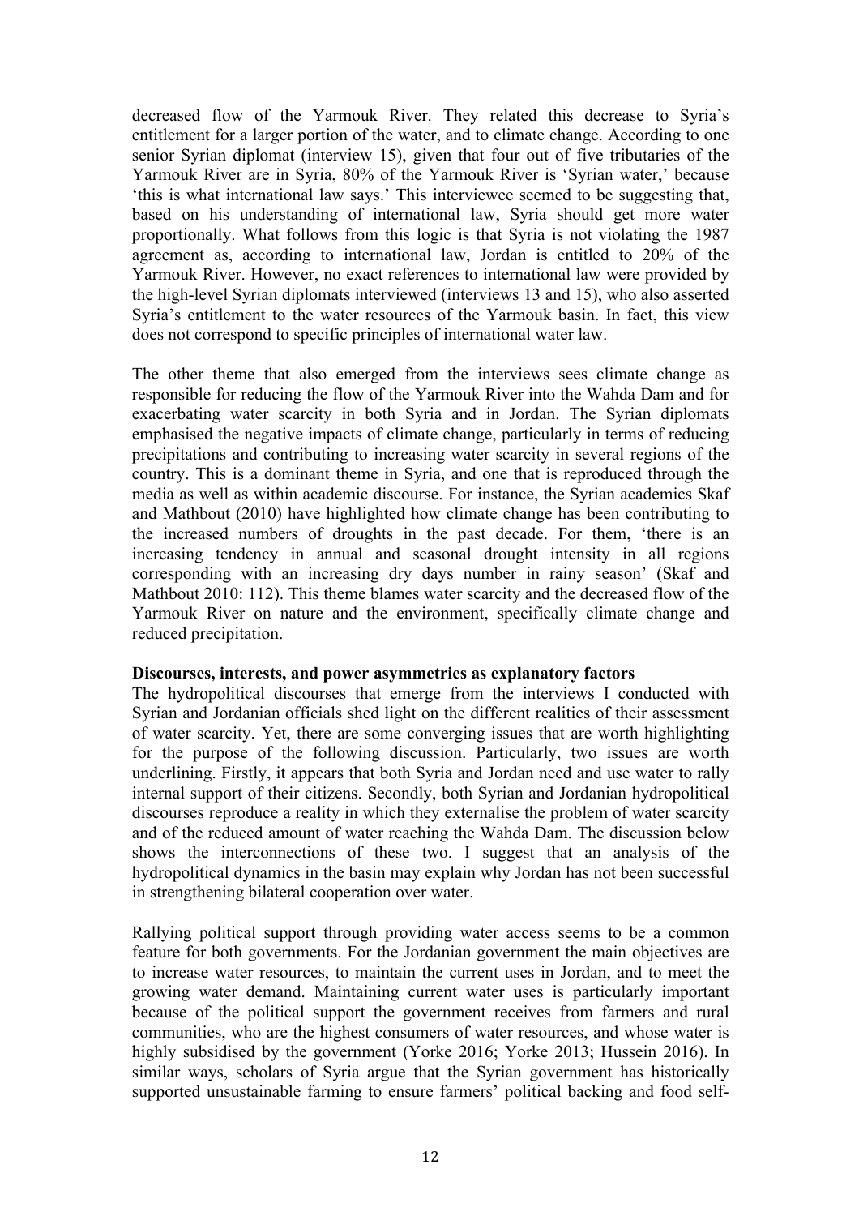decreased flow of the Yarmouk River. They related this decrease to Syria's entitlement for a larger portion of the water, and to climate change. According to one senior Syrian diplomat (interview 15), given that four out of five tributaries of the Yarmouk River are in Syria, 80% of the Yarmouk River is 'Syrian water,' because 'this is what international law says.' This interviewee seemed to be suggesting that, based on his understanding of international law, Syria should get more water proportionally. What follows from this logic is that Syria is not violating the 1987 agreement as, according to international law, Jordan is entitled to 20% of the Yarmouk River. However, no exact references to international law were provided by the high-level Syrian diplomats interviewed (interviews 13 and 15), who also asserted Syria's entitlement to the water resources of the Yarmouk basin. In fact, this view does not correspond to specific principles of international water law.

The other theme that also emerged from the interviews sees climate change as responsible for reducing the flow of the Yarmouk River into the Wahda Dam and for exacerbating water scarcity in both Syria and in Jordan. The Syrian diplomats emphasised the negative impacts of climate change, particularly in terms of reducing precipitations and contributing to increasing water scarcity in several regions of the country. This is a dominant theme in Syria, and one that is reproduced through the media as well as within academic discourse. For instance, the Syrian academics Skaf and Mathbout (2010) have highlighted how climate change has been contributing to the increased numbers of droughts in the past decade. For them, 'there is an increasing tendency in annual and seasonal drought intensity in all regions corresponding with an increasing dry days number in rainy season' (Skaf and Mathbout 2010: 112). This theme blames water scarcity and the decreased flow of the Yarmouk River on nature and the environment, specifically climate change and reduced precipitation.

**Discourses, interests, and power asymmetries as explanatory factors**

The hydropolitical discourses that emerge from the interviews I conducted with Syrian and Jordanian officials shed light on the different realities of their assessment of water scarcity. Yet, there are some converging issues that are worth highlighting for the purpose of the following discussion. Particularly, two issues are worth underlining. Firstly, it appears that both Syria and Jordan need and use water to rally internal support of their citizens. Secondly, both Syrian and Jordanian hydropolitical discourses reproduce a reality in which they externalise the problem of water scarcity and of the reduced amount of water reaching the Wahda Dam. The discussion below shows the interconnections of these two. I suggest that an analysis of the hydropolitical dynamics in the basin may explain why Jordan has not been successful in strengthening bilateral cooperation over water.

Rallying political support through providing water access seems to be a common feature for both governments. For the Jordanian government the main objectives are to increase water resources, to maintain the current uses in Jordan, and to meet the growing water demand. Maintaining current water uses is particularly important because of the political support the government receives from farmers and rural communities, who are the highest consumers of water resources, and whose water is highly subsidised by the government (Yorke 2016; Yorke 2013; Hussein 2016). In similar ways, scholars of Syria argue that the Syrian government has historically supported unsustainable farming to ensure farmers' political backing and food self-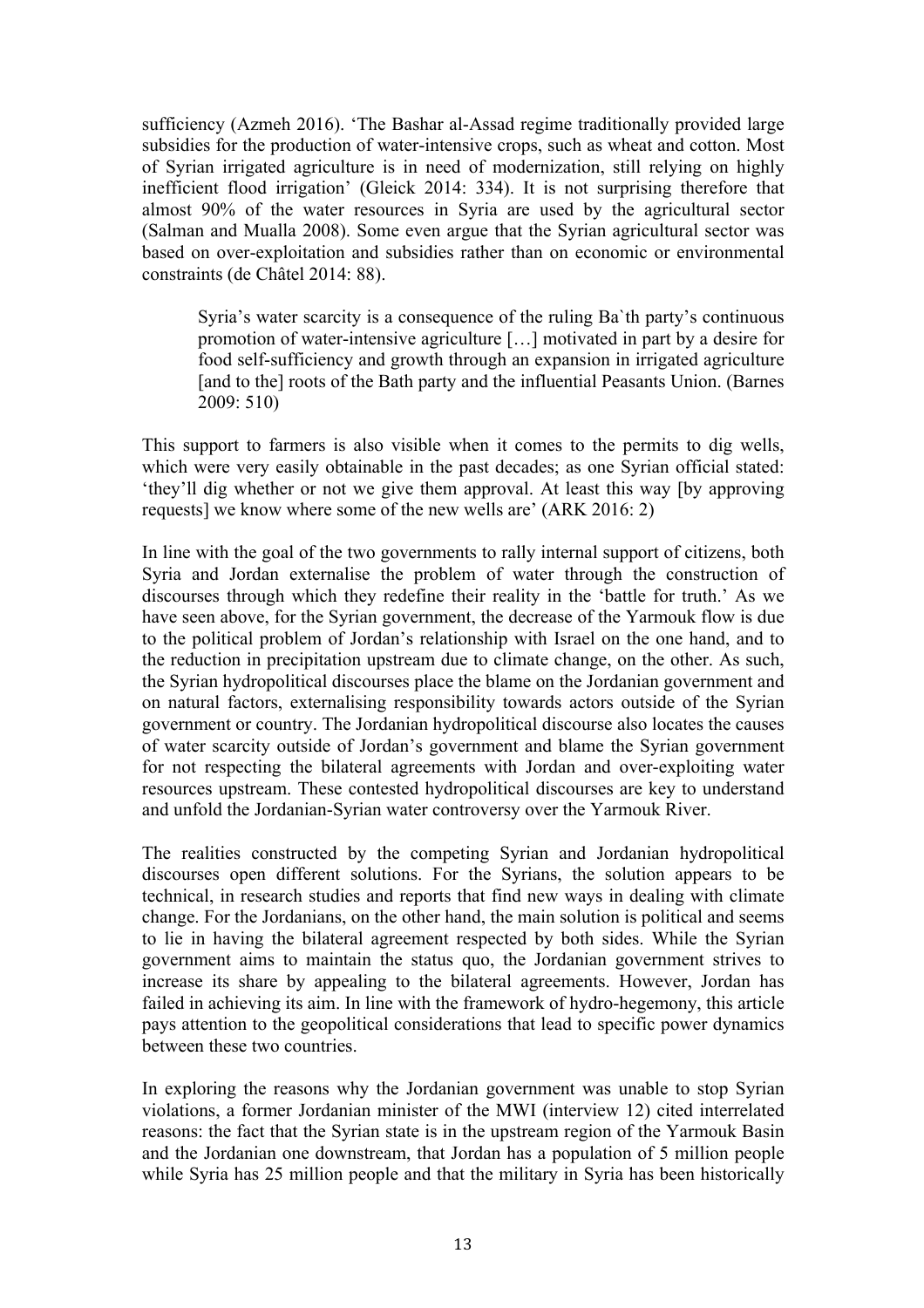sufficiency (Azmeh 2016). 'The Bashar al-Assad regime traditionally provided large subsidies for the production of water-intensive crops, such as wheat and cotton. Most of Syrian irrigated agriculture is in need of modernization, still relying on highly inefficient flood irrigation' (Gleick 2014: 334). It is not surprising therefore that almost 90% of the water resources in Syria are used by the agricultural sector (Salman and Mualla 2008). Some even argue that the Syrian agricultural sector was based on over-exploitation and subsidies rather than on economic or environmental constraints (de Châtel 2014: 88).

> Syria's water scarcity is a consequence of the ruling Ba`th party's continuous promotion of water-intensive agriculture […] motivated in part by a desire for food self-sufficiency and growth through an expansion in irrigated agriculture [and to the] roots of the Bath party and the influential Peasants Union. (Barnes 2009: 510)

This support to farmers is also visible when it comes to the permits to dig wells, which were very easily obtainable in the past decades; as one Syrian official stated: 'they'll dig whether or not we give them approval. At least this way [by approving requests] we know where some of the new wells are' (ARK 2016: 2)

In line with the goal of the two governments to rally internal support of citizens, both Syria and Jordan externalise the problem of water through the construction of discourses through which they redefine their reality in the 'battle for truth.' As we have seen above, for the Syrian government, the decrease of the Yarmouk flow is due to the political problem of Jordan's relationship with Israel on the one hand, and to the reduction in precipitation upstream due to climate change, on the other. As such, the Syrian hydropolitical discourses place the blame on the Jordanian government and on natural factors, externalising responsibility towards actors outside of the Syrian government or country. The Jordanian hydropolitical discourse also locates the causes of water scarcity outside of Jordan's government and blame the Syrian government for not respecting the bilateral agreements with Jordan and over-exploiting water resources upstream. These contested hydropolitical discourses are key to understand and unfold the Jordanian-Syrian water controversy over the Yarmouk River.

The realities constructed by the competing Syrian and Jordanian hydropolitical discourses open different solutions. For the Syrians, the solution appears to be technical, in research studies and reports that find new ways in dealing with climate change. For the Jordanians, on the other hand, the main solution is political and seems to lie in having the bilateral agreement respected by both sides. While the Syrian government aims to maintain the status quo, the Jordanian government strives to increase its share by appealing to the bilateral agreements. However, Jordan has failed in achieving its aim. In line with the framework of hydro-hegemony, this article pays attention to the geopolitical considerations that lead to specific power dynamics between these two countries.

In exploring the reasons why the Jordanian government was unable to stop Syrian violations, a former Jordanian minister of the MWI (interview 12) cited interrelated reasons: the fact that the Syrian state is in the upstream region of the Yarmouk Basin and the Jordanian one downstream, that Jordan has a population of 5 million people while Syria has 25 million people and that the military in Syria has been historically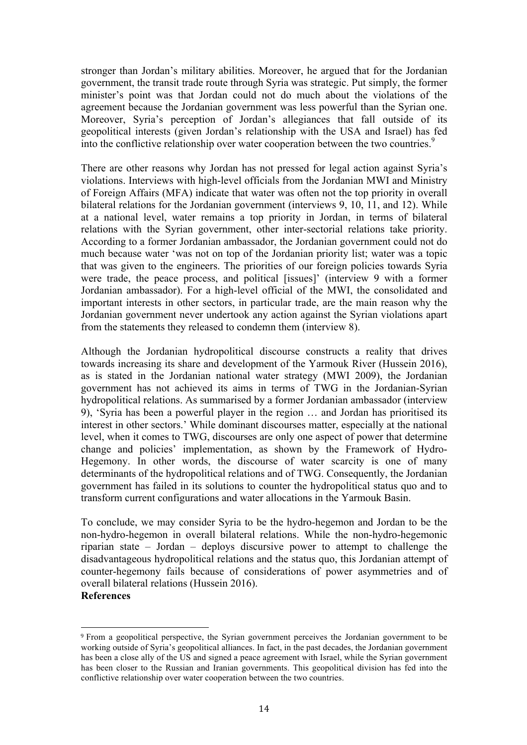stronger than Jordan's military abilities. Moreover, he argued that for the Jordanian government, the transit trade route through Syria was strategic. Put simply, the former minister's point was that Jordan could not do much about the violations of the agreement because the Jordanian government was less powerful than the Syrian one. Moreover, Syria's perception of Jordan's allegiances that fall outside of its geopolitical interests (given Jordan's relationship with the USA and Israel) has fed into the conflictive relationship over water cooperation between the two countries.[9]

There are other reasons why Jordan has not pressed for legal action against Syria's violations. Interviews with high-level officials from the Jordanian MWI and Ministry of Foreign Affairs (MFA) indicate that water was often not the top priority in overall bilateral relations for the Jordanian government (interviews 9, 10, 11, and 12). While at a national level, water remains a top priority in Jordan, in terms of bilateral relations with the Syrian government, other inter-sectorial relations take priority. According to a former Jordanian ambassador, the Jordanian government could not do much because water 'was not on top of the Jordanian priority list; water was a topic that was given to the engineers. The priorities of our foreign policies towards Syria were trade, the peace process, and political [issues]' (interview 9 with a former Jordanian ambassador). For a high-level official of the MWI, the consolidated and important interests in other sectors, in particular trade, are the main reason why the Jordanian government never undertook any action against the Syrian violations apart from the statements they released to condemn them (interview 8).

Although the Jordanian hydropolitical discourse constructs a reality that drives towards increasing its share and development of the Yarmouk River (Hussein 2016), as is stated in the Jordanian national water strategy (MWI 2009), the Jordanian government has not achieved its aims in terms of TWG in the Jordanian-Syrian hydropolitical relations. As summarised by a former Jordanian ambassador (interview 9), 'Syria has been a powerful player in the region … and Jordan has prioritised its interest in other sectors.' While dominant discourses matter, especially at the national level, when it comes to TWG, discourses are only one aspect of power that determine change and policies' implementation, as shown by the Framework of Hydro-Hegemony. In other words, the discourse of water scarcity is one of many determinants of the hydropolitical relations and of TWG. Consequently, the Jordanian government has failed in its solutions to counter the hydropolitical status quo and to transform current configurations and water allocations in the Yarmouk Basin.

To conclude, we may consider Syria to be the hydro-hegemon and Jordan to be the non-hydro-hegemon in overall bilateral relations. While the non-hydro-hegemonic riparian state – Jordan – deploys discursive power to attempt to challenge the disadvantageous hydropolitical relations and the status quo, this Jordanian attempt of counter-hegemony fails because of considerations of power asymmetries and of overall bilateral relations (Hussein 2016).

**References**

[9] From a geopolitical perspective, the Syrian government perceives the Jordanian government to be working outside of Syria's geopolitical alliances. In fact, in the past decades, the Jordanian government has been a close ally of the US and signed a peace agreement with Israel, while the Syrian government has been closer to the Russian and Iranian governments. This geopolitical division has fed into the conflictive relationship over water cooperation between the two countries.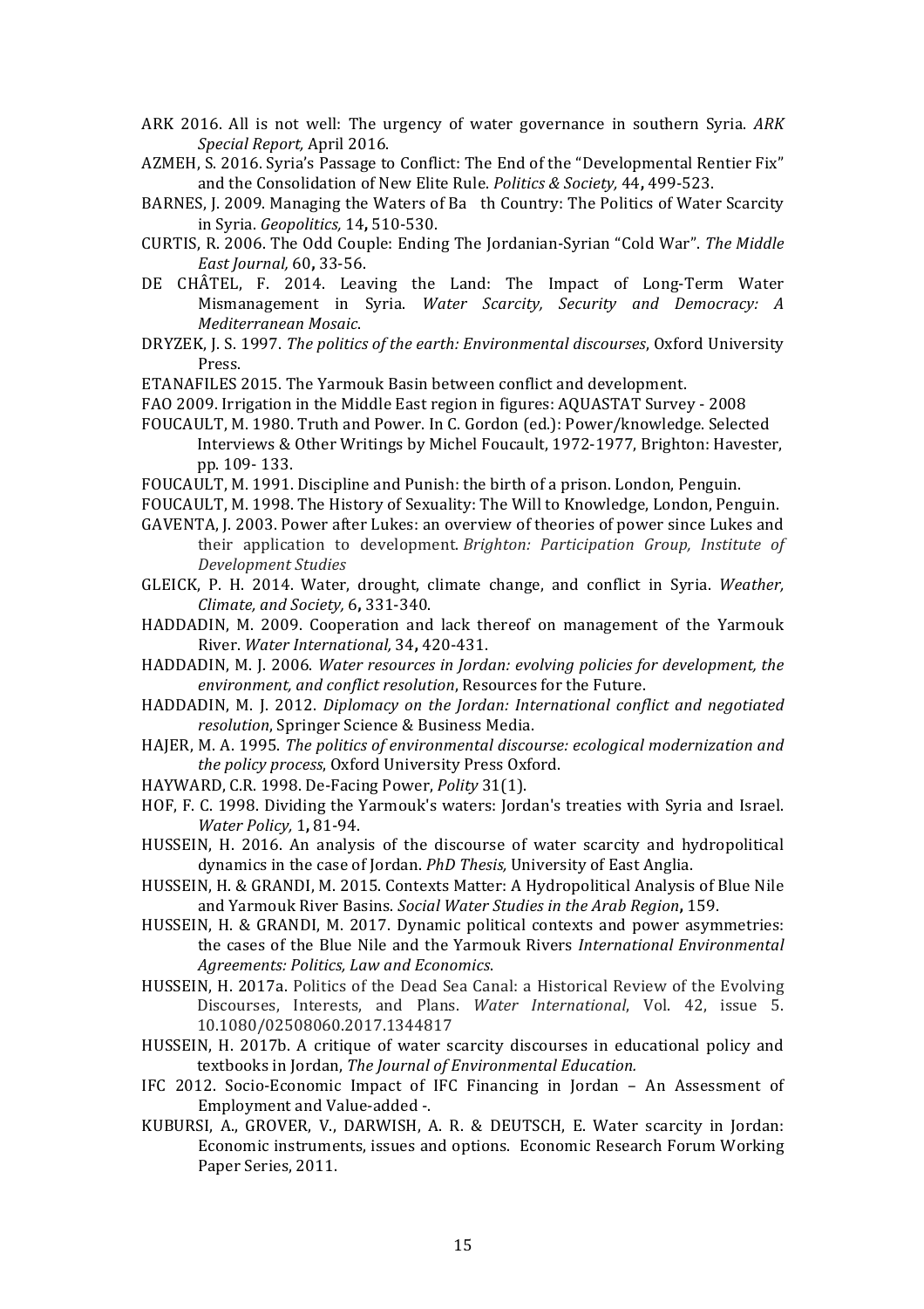ARK 2016. All is not well: The urgency of water governance in southern Syria. *ARK Special Report,* April 2016.

AZMEH, S. 2016. Syria's Passage to Conflict: The End of the "Developmental Rentier Fix" and the Consolidation of New Elite Rule. *Politics & Society,* 44**,** 499-523.

BARNES, J. 2009. Managing the Waters of Ba th Country: The Politics of Water Scarcity in Syria. *Geopolitics,* 14**,** 510-530.

CURTIS, R. 2006. The Odd Couple: Ending The Jordanian-Syrian "Cold War". *The Middle East Journal,* 60**,** 33-56.

DE CHÂTEL, F. 2014. Leaving the Land: The Impact of Long-Term Water Mismanagement in Syria. *Water Scarcity, Security and Democracy: A Mediterranean Mosaic*.

DRYZEK, J. S. 1997. *The politics of the earth: Environmental discourses*, Oxford University Press.

ETANAFILES 2015. The Yarmouk Basin between conflict and development.

FAO 2009. Irrigation in the Middle East region in figures: AQUASTAT Survey - 2008

FOUCAULT, M. 1980. Truth and Power. In C. Gordon (ed.): Power/knowledge. Selected Interviews & Other Writings by Michel Foucault, 1972-1977, Brighton: Havester, pp. 109- 133.

FOUCAULT, M. 1991. Discipline and Punish: the birth of a prison. London, Penguin.

FOUCAULT, M. 1998. The History of Sexuality: The Will to Knowledge, London, Penguin.

GAVENTA, J. 2003. Power after Lukes: an overview of theories of power since Lukes and their application to development. *Brighton: Participation Group, Institute of Development Studies*

GLEICK, P. H. 2014. Water, drought, climate change, and conflict in Syria. *Weather, Climate, and Society,* 6**,** 331-340.

HADDADIN, M. 2009. Cooperation and lack thereof on management of the Yarmouk River. *Water International,* 34**,** 420-431.

HADDADIN, M. J. 2006. *Water resources in Jordan: evolving policies for development, the environment, and conflict resolution*, Resources for the Future.

HADDADIN, M. J. 2012. *Diplomacy on the Jordan: International conflict and negotiated resolution*, Springer Science & Business Media.

HAJER, M. A. 1995. *The politics of environmental discourse: ecological modernization and the policy process*, Oxford University Press Oxford.

HAYWARD, C.R. 1998. De-Facing Power, *Polity* 31(1).

HOF, F. C. 1998. Dividing the Yarmouk's waters: Jordan's treaties with Syria and Israel. *Water Policy,* 1**,** 81-94.

HUSSEIN, H. 2016. An analysis of the discourse of water scarcity and hydropolitical dynamics in the case of Jordan. *PhD Thesis,* University of East Anglia.

HUSSEIN, H. & GRANDI, M. 2015. Contexts Matter: A Hydropolitical Analysis of Blue Nile and Yarmouk River Basins. *Social Water Studies in the Arab Region***,** 159.

HUSSEIN, H. & GRANDI, M. 2017. Dynamic political contexts and power asymmetries: the cases of the Blue Nile and the Yarmouk Rivers *International Environmental Agreements: Politics, Law and Economics*.

HUSSEIN, H. 2017a. Politics of the Dead Sea Canal: a Historical Review of the Evolving Discourses, Interests, and Plans. *Water International*, Vol. 42, issue 5. 10.1080/02508060.2017.1344817

HUSSEIN, H. 2017b. A critique of water scarcity discourses in educational policy and textbooks in Jordan, *The Journal of Environmental Education.*

IFC 2012. Socio-Economic Impact of IFC Financing in Jordan – An Assessment of Employment and Value-added -.

KUBURSI, A., GROVER, V., DARWISH, A. R. & DEUTSCH, E. Water scarcity in Jordan: Economic instruments, issues and options. Economic Research Forum Working Paper Series, 2011.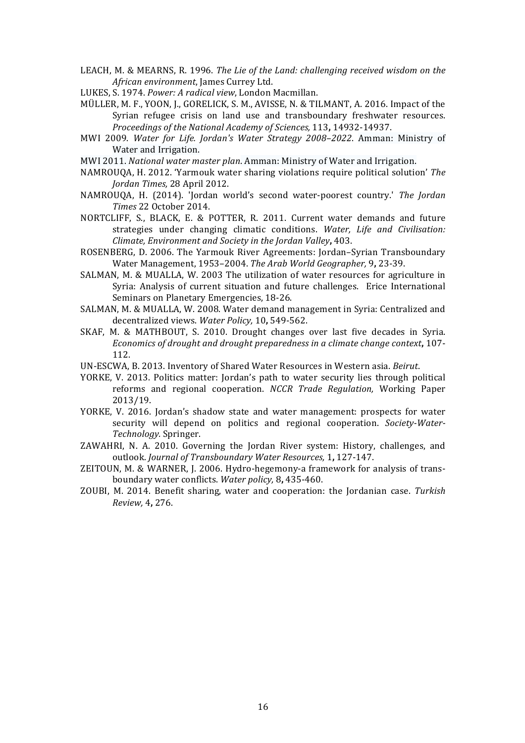LEACH, M. & MEARNS, R. 1996. *The Lie of the Land: challenging received wisdom on the African environment*, James Currey Ltd.

LUKES, S. 1974. *Power: A radical view*, London Macmillan.

MÜLLER, M. F., YOON, J., GORELICK, S. M., AVISSE, N. & TILMANT, A. 2016. Impact of the Syrian refugee crisis on land use and transboundary freshwater resources. *Proceedings of the National Academy of Sciences,* 113**,** 14932-14937.

MWI 2009. *Water for Life. Jordan's Water Strategy 2008–2022*. Amman: Ministry of Water and Irrigation.

MWI 2011. *National water master plan*. Amman: Ministry of Water and Irrigation.

NAMROUQA, H. 2012. 'Yarmouk water sharing violations require political solution' *The Jordan Times,* 28 April 2012.

NAMROUQA, H. (2014). 'Jordan world's second water-poorest country.' *The Jordan Times* 22 October 2014.

NORTCLIFF, S., BLACK, E. & POTTER, R. 2011. Current water demands and future strategies under changing climatic conditions. *Water, Life and Civilisation: Climate, Environment and Society in the Jordan Valley***,** 403.

ROSENBERG, D. 2006. The Yarmouk River Agreements: Jordan–Syrian Transboundary Water Management, 1953–2004. *The Arab World Geographer,* 9**,** 23-39.

SALMAN, M. & MUALLA, W. 2003 The utilization of water resources for agriculture in Syria: Analysis of current situation and future challenges. Erice International Seminars on Planetary Emergencies, 18-26.

SALMAN, M. & MUALLA, W. 2008. Water demand management in Syria: Centralized and decentralized views. *Water Policy,* 10**,** 549-562.

SKAF, M. & MATHBOUT, S. 2010. Drought changes over last five decades in Syria. *Economics of drought and drought preparedness in a climate change context***,** 107-112.

UN-ESCWA, B. 2013. Inventory of Shared Water Resources in Western asia. *Beirut*.

YORKE, V. 2013. Politics matter: Jordan's path to water security lies through political reforms and regional cooperation. *NCCR Trade Regulation,* Working Paper 2013/19.

YORKE, V. 2016. Jordan's shadow state and water management: prospects for water security will depend on politics and regional cooperation. *Society-Water-Technology.* Springer.

ZAWAHRI, N. A. 2010. Governing the Jordan River system: History, challenges, and outlook. *Journal of Transboundary Water Resources,* 1**,** 127-147.

ZEITOUN, M. & WARNER, J. 2006. Hydro-hegemony-a framework for analysis of trans-boundary water conflicts. *Water policy,* 8**,** 435-460.

ZOUBI, M. 2014. Benefit sharing, water and cooperation: the Jordanian case. *Turkish Review,* 4**,** 276.